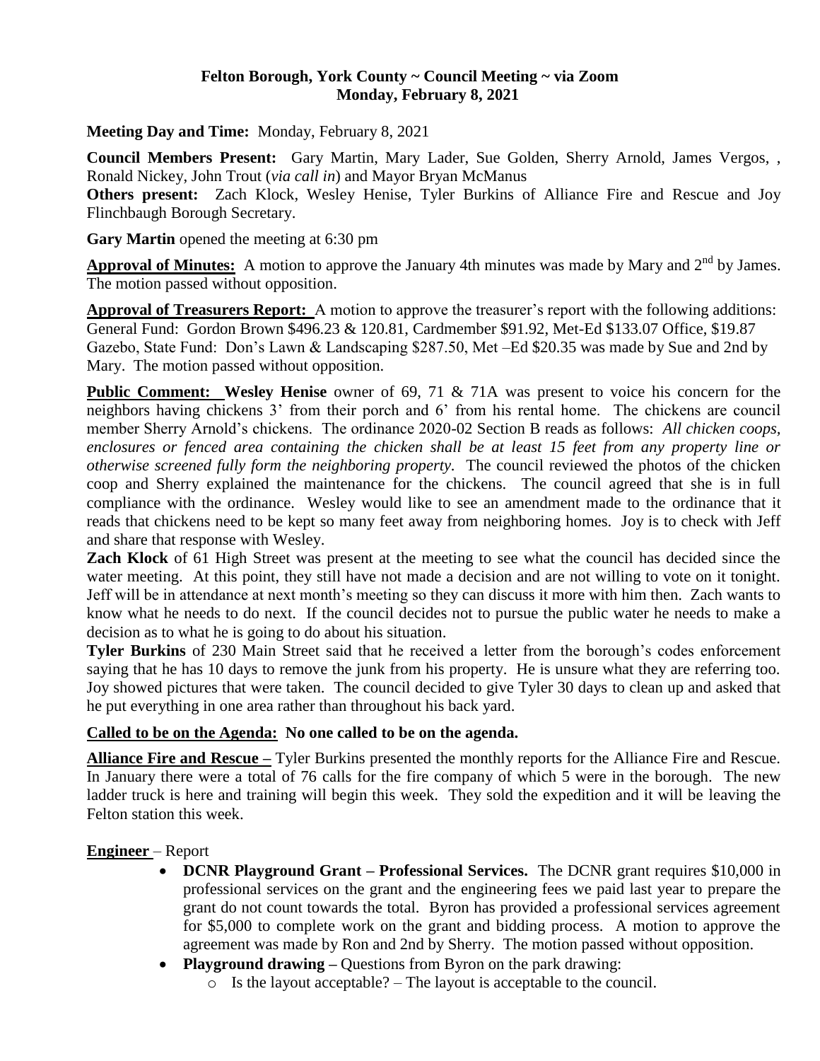**Felton Borough, York County ~ Council Meeting ~ via Zoom**
**Monday, February 8, 2021**

**Meeting Day and Time:** Monday, February 8, 2021

**Council Members Present:** Gary Martin, Mary Lader, Sue Golden, Sherry Arnold, James Vergos, , Ronald Nickey, John Trout (*via call in*) and Mayor Bryan McManus

**Others present:** Zach Klock, Wesley Henise, Tyler Burkins of Alliance Fire and Rescue and Joy Flinchbaugh Borough Secretary.

**Gary Martin** opened the meeting at 6:30 pm

**Approval of Minutes:** A motion to approve the January 4th minutes was made by Mary and 2nd by James. The motion passed without opposition.

**Approval of Treasurers Report:** A motion to approve the treasurer's report with the following additions: General Fund: Gordon Brown \$496.23 & 120.81, Cardmember \$91.92, Met-Ed \$133.07 Office, \$19.87 Gazebo, State Fund: Don's Lawn & Landscaping \$287.50, Met –Ed \$20.35 was made by Sue and 2nd by Mary. The motion passed without opposition.

**Public Comment: Wesley Henise** owner of 69, 71 & 71A was present to voice his concern for the neighbors having chickens 3' from their porch and 6' from his rental home. The chickens are council member Sherry Arnold's chickens. The ordinance 2020-02 Section B reads as follows: *All chicken coops, enclosures or fenced area containing the chicken shall be at least 15 feet from any property line or otherwise screened fully form the neighboring property.* The council reviewed the photos of the chicken coop and Sherry explained the maintenance for the chickens. The council agreed that she is in full compliance with the ordinance. Wesley would like to see an amendment made to the ordinance that it reads that chickens need to be kept so many feet away from neighboring homes. Joy is to check with Jeff and share that response with Wesley.

**Zach Klock** of 61 High Street was present at the meeting to see what the council has decided since the water meeting. At this point, they still have not made a decision and are not willing to vote on it tonight. Jeff will be in attendance at next month's meeting so they can discuss it more with him then. Zach wants to know what he needs to do next. If the council decides not to pursue the public water he needs to make a decision as to what he is going to do about his situation.

**Tyler Burkins** of 230 Main Street said that he received a letter from the borough's codes enforcement saying that he has 10 days to remove the junk from his property. He is unsure what they are referring too. Joy showed pictures that were taken. The council decided to give Tyler 30 days to clean up and asked that he put everything in one area rather than throughout his back yard.

**Called to be on the Agenda: No one called to be on the agenda.**

**Alliance Fire and Rescue –** Tyler Burkins presented the monthly reports for the Alliance Fire and Rescue. In January there were a total of 76 calls for the fire company of which 5 were in the borough. The new ladder truck is here and training will begin this week. They sold the expedition and it will be leaving the Felton station this week.

**Engineer** – Report

- **DCNR Playground Grant – Professional Services.** The DCNR grant requires \$10,000 in professional services on the grant and the engineering fees we paid last year to prepare the grant do not count towards the total. Byron has provided a professional services agreement for \$5,000 to complete work on the grant and bidding process. A motion to approve the agreement was made by Ron and 2nd by Sherry. The motion passed without opposition.
- **Playground drawing –** Questions from Byron on the park drawing:
  - Is the layout acceptable? – The layout is acceptable to the council.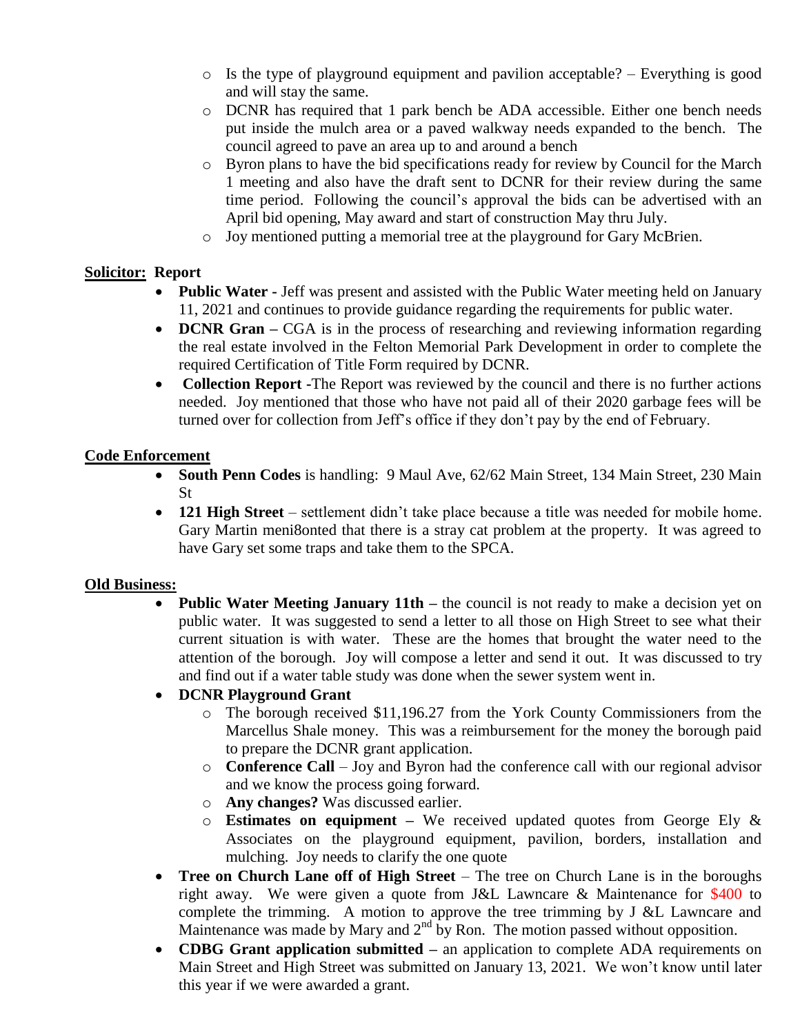- Is the type of playground equipment and pavilion acceptable? – Everything is good and will stay the same.
    - DCNR has required that 1 park bench be ADA accessible. Either one bench needs put inside the mulch area or a paved walkway needs expanded to the bench. The council agreed to pave an area up to and around a bench
    - Byron plans to have the bid specifications ready for review by Council for the March 1 meeting and also have the draft sent to DCNR for their review during the same time period. Following the council's approval the bids can be advertised with an April bid opening, May award and start of construction May thru July.
    - Joy mentioned putting a memorial tree at the playground for Gary McBrien.

**Solicitor: Report**

- **Public Water -** Jeff was present and assisted with the Public Water meeting held on January 11, 2021 and continues to provide guidance regarding the requirements for public water.
- **DCNR Gran –** CGA is in the process of researching and reviewing information regarding the real estate involved in the Felton Memorial Park Development in order to complete the required Certification of Title Form required by DCNR.
- **Collection Report -**The Report was reviewed by the council and there is no further actions needed. Joy mentioned that those who have not paid all of their 2020 garbage fees will be turned over for collection from Jeff's office if they don't pay by the end of February.

**Code Enforcement**

- **South Penn Codes** is handling: 9 Maul Ave, 62/62 Main Street, 134 Main Street, 230 Main St
- **121 High Street** – settlement didn't take place because a title was needed for mobile home. Gary Martin meni8onted that there is a stray cat problem at the property. It was agreed to have Gary set some traps and take them to the SPCA.

**Old Business:**

- **Public Water Meeting January 11th –** the council is not ready to make a decision yet on public water. It was suggested to send a letter to all those on High Street to see what their current situation is with water. These are the homes that brought the water need to the attention of the borough. Joy will compose a letter and send it out. It was discussed to try and find out if a water table study was done when the sewer system went in.
- **DCNR Playground Grant**
    - The borough received $11,196.27 from the York County Commissioners from the Marcellus Shale money. This was a reimbursement for the money the borough paid to prepare the DCNR grant application.
    - **Conference Call** – Joy and Byron had the conference call with our regional advisor and we know the process going forward.
    - **Any changes?** Was discussed earlier.
    - **Estimates on equipment –** We received updated quotes from George Ely & Associates on the playground equipment, pavilion, borders, installation and mulching. Joy needs to clarify the one quote
- **Tree on Church Lane off of High Street** – The tree on Church Lane is in the boroughs right away. We were given a quote from J&L Lawncare & Maintenance for $400 to complete the trimming. A motion to approve the tree trimming by J &L Lawncare and Maintenance was made by Mary and 2nd by Ron. The motion passed without opposition.
- **CDBG Grant application submitted –** an application to complete ADA requirements on Main Street and High Street was submitted on January 13, 2021. We won't know until later this year if we were awarded a grant.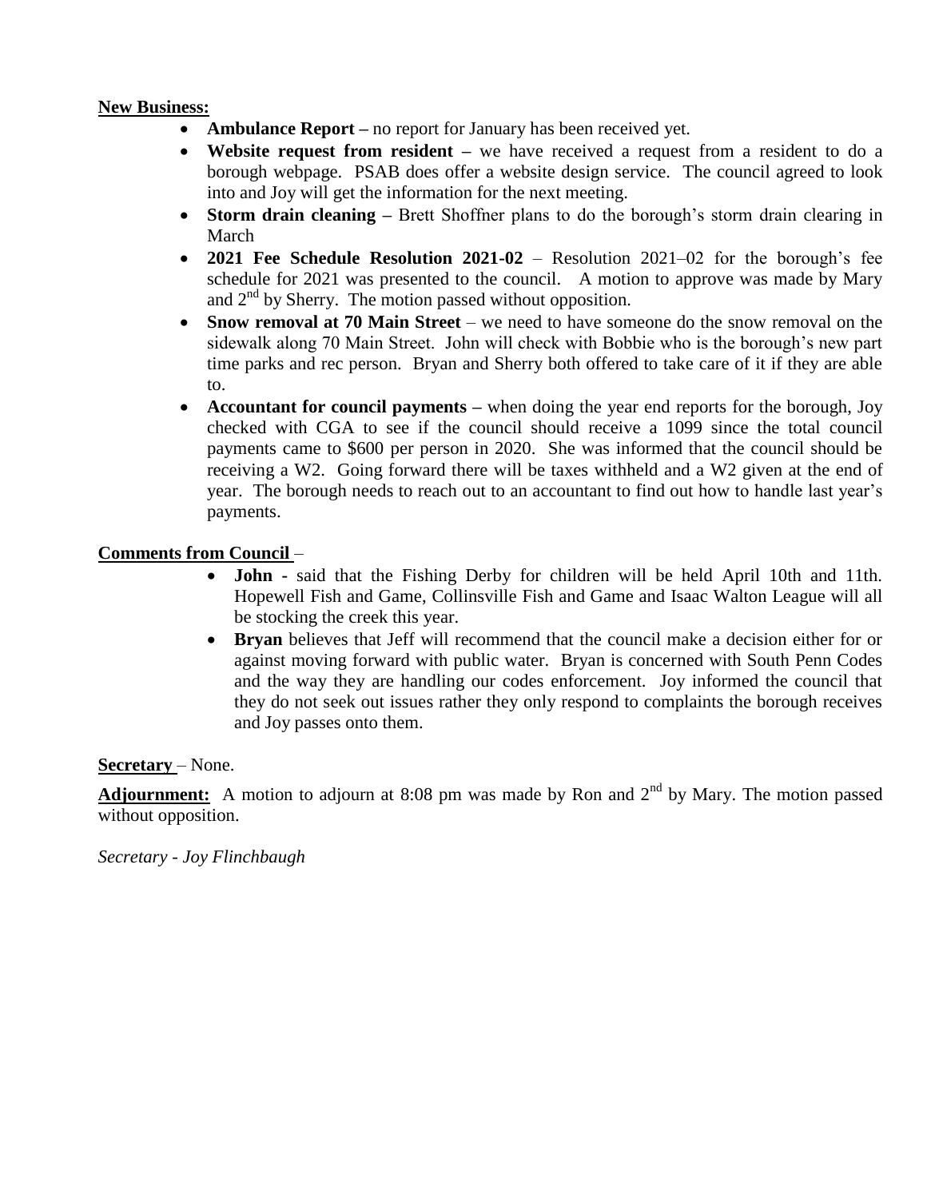**New Business:**

- **Ambulance Report –** no report for January has been received yet.
- **Website request from resident –** we have received a request from a resident to do a borough webpage. PSAB does offer a website design service. The council agreed to look into and Joy will get the information for the next meeting.
- **Storm drain cleaning –** Brett Shoffner plans to do the borough's storm drain clearing in March
- **2021 Fee Schedule Resolution 2021-02** – Resolution 2021–02 for the borough's fee schedule for 2021 was presented to the council. A motion to approve was made by Mary and 2nd by Sherry. The motion passed without opposition.
- **Snow removal at 70 Main Street** – we need to have someone do the snow removal on the sidewalk along 70 Main Street. John will check with Bobbie who is the borough's new part time parks and rec person. Bryan and Sherry both offered to take care of it if they are able to.
- **Accountant for council payments –** when doing the year end reports for the borough, Joy checked with CGA to see if the council should receive a 1099 since the total council payments came to $600 per person in 2020. She was informed that the council should be receiving a W2. Going forward there will be taxes withheld and a W2 given at the end of year. The borough needs to reach out to an accountant to find out how to handle last year's payments.

**Comments from Council** –

- **John -** said that the Fishing Derby for children will be held April 10th and 11th. Hopewell Fish and Game, Collinsville Fish and Game and Isaac Walton League will all be stocking the creek this year.
- **Bryan** believes that Jeff will recommend that the council make a decision either for or against moving forward with public water. Bryan is concerned with South Penn Codes and the way they are handling our codes enforcement. Joy informed the council that they do not seek out issues rather they only respond to complaints the borough receives and Joy passes onto them.

**Secretary** – None.

**Adjournment:** A motion to adjourn at 8:08 pm was made by Ron and 2nd by Mary. The motion passed without opposition.

*Secretary - Joy Flinchbaugh*